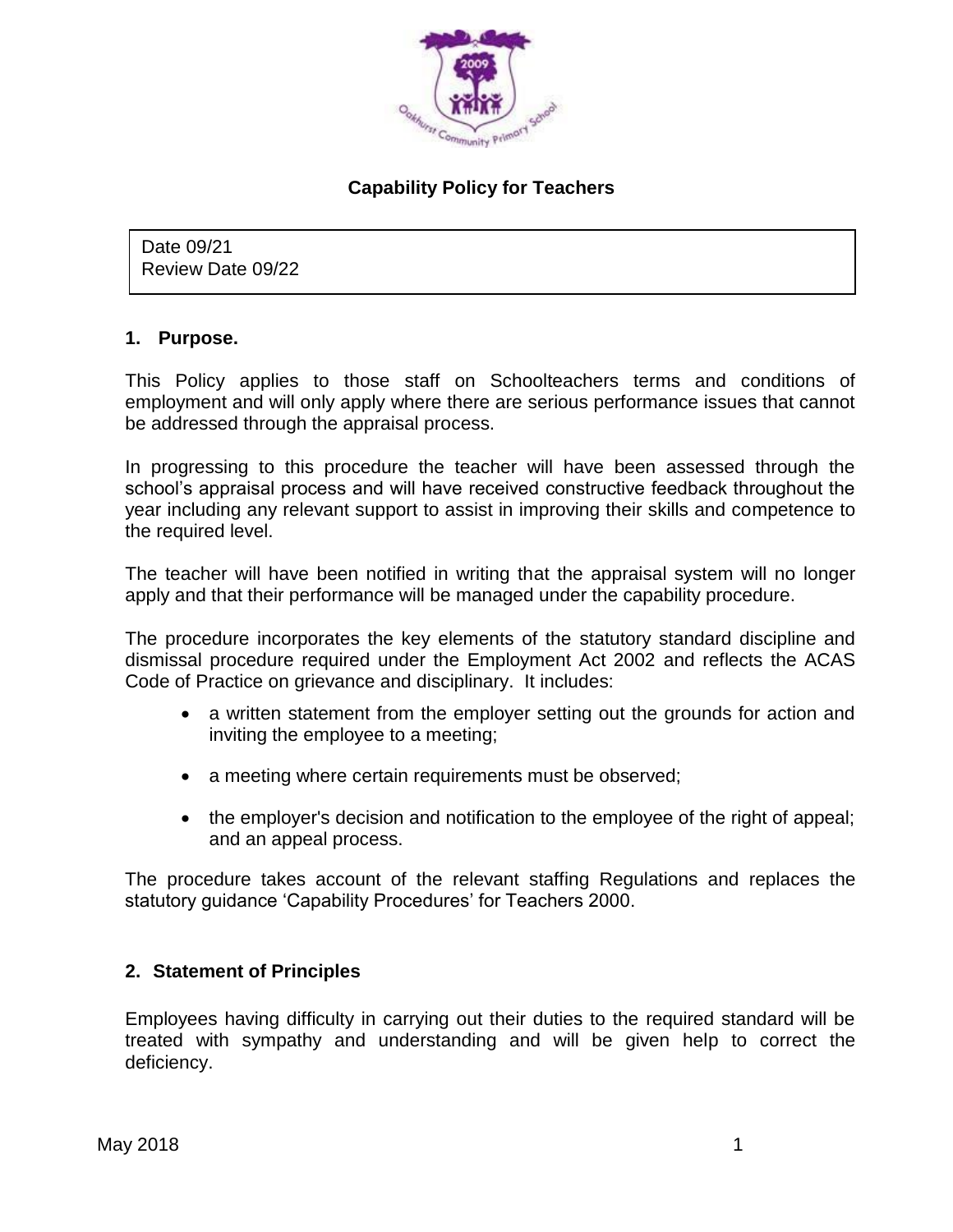# Capability Policy for Teachers

Date 09/21
Review Date 09/22

## 1. Purpose.

This Policy applies to those staff on Schoolteachers terms and conditions of employment and will only apply where there are serious performance issues that cannot be addressed through the appraisal process.

In progressing to this procedure the teacher will have been assessed through the school's appraisal process and will have received constructive feedback throughout the year including any relevant support to assist in improving their skills and competence to the required level.

The teacher will have been notified in writing that the appraisal system will no longer apply and that their performance will be managed under the capability procedure.

The procedure incorporates the key elements of the statutory standard discipline and dismissal procedure required under the Employment Act 2002 and reflects the ACAS Code of Practice on grievance and disciplinary. It includes:

- a written statement from the employer setting out the grounds for action and inviting the employee to a meeting;
- a meeting where certain requirements must be observed;
- the employer's decision and notification to the employee of the right of appeal; and an appeal process.

The procedure takes account of the relevant staffing Regulations and replaces the statutory guidance 'Capability Procedures' for Teachers 2000.

## 2. Statement of Principles

Employees having difficulty in carrying out their duties to the required standard will be treated with sympathy and understanding and will be given help to correct the deficiency.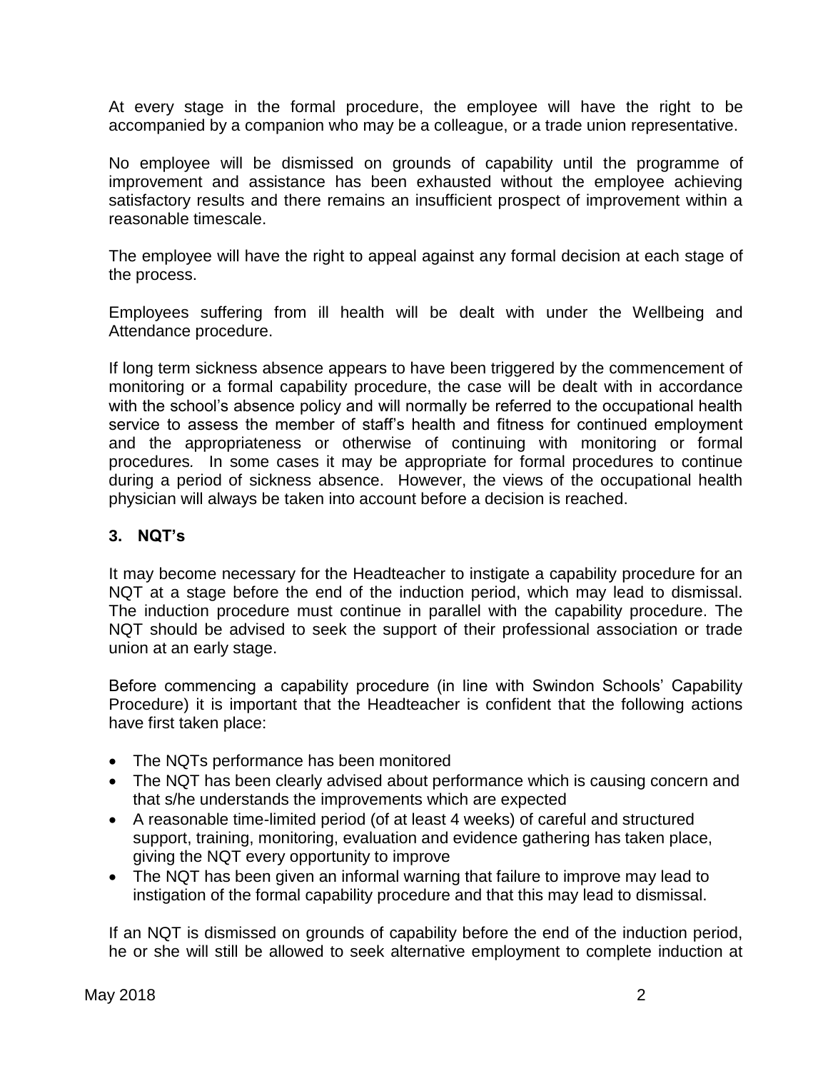At every stage in the formal procedure, the employee will have the right to be accompanied by a companion who may be a colleague, or a trade union representative.

No employee will be dismissed on grounds of capability until the programme of improvement and assistance has been exhausted without the employee achieving satisfactory results and there remains an insufficient prospect of improvement within a reasonable timescale.

The employee will have the right to appeal against any formal decision at each stage of the process.

Employees suffering from ill health will be dealt with under the Wellbeing and Attendance procedure.

If long term sickness absence appears to have been triggered by the commencement of monitoring or a formal capability procedure, the case will be dealt with in accordance with the school's absence policy and will normally be referred to the occupational health service to assess the member of staff's health and fitness for continued employment and the appropriateness or otherwise of continuing with monitoring or formal procedures. In some cases it may be appropriate for formal procedures to continue during a period of sickness absence. However, the views of the occupational health physician will always be taken into account before a decision is reached.

### 3. NQT's

It may become necessary for the Headteacher to instigate a capability procedure for an NQT at a stage before the end of the induction period, which may lead to dismissal. The induction procedure must continue in parallel with the capability procedure. The NQT should be advised to seek the support of their professional association or trade union at an early stage.

Before commencing a capability procedure (in line with Swindon Schools' Capability Procedure) it is important that the Headteacher is confident that the following actions have first taken place:

- The NQTs performance has been monitored
- The NQT has been clearly advised about performance which is causing concern and that s/he understands the improvements which are expected
- A reasonable time-limited period (of at least 4 weeks) of careful and structured support, training, monitoring, evaluation and evidence gathering has taken place, giving the NQT every opportunity to improve
- The NQT has been given an informal warning that failure to improve may lead to instigation of the formal capability procedure and that this may lead to dismissal.

If an NQT is dismissed on grounds of capability before the end of the induction period, he or she will still be allowed to seek alternative employment to complete induction at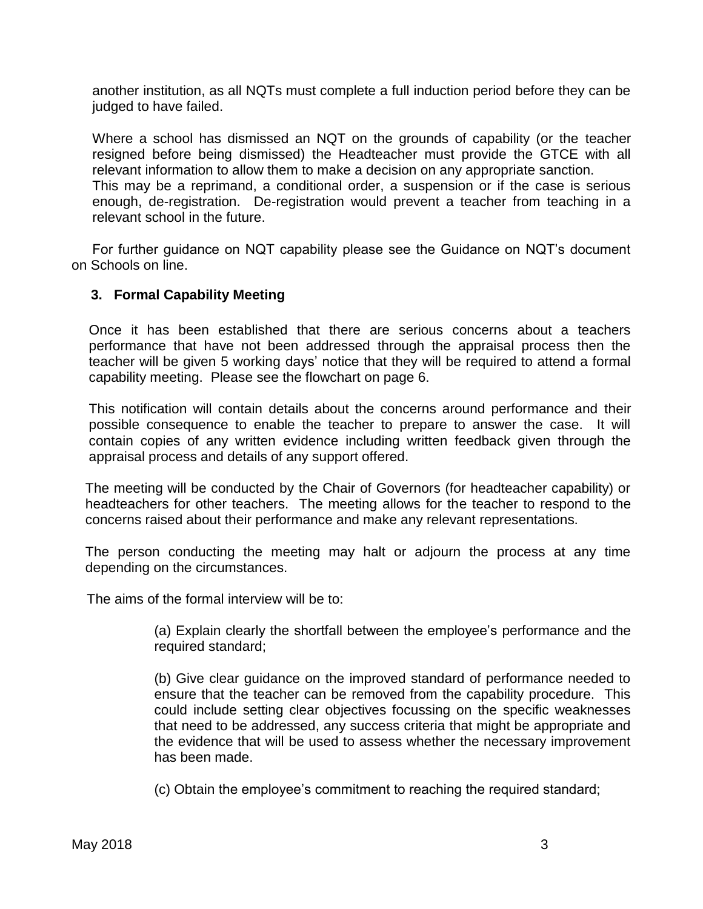another institution, as all NQTs must complete a full induction period before they can be judged to have failed.

Where a school has dismissed an NQT on the grounds of capability (or the teacher resigned before being dismissed) the Headteacher must provide the GTCE with all relevant information to allow them to make a decision on any appropriate sanction.
This may be a reprimand, a conditional order, a suspension or if the case is serious enough, de-registration. De-registration would prevent a teacher from teaching in a relevant school in the future.

For further guidance on NQT capability please see the Guidance on NQT's document on Schools on line.

### 3. Formal Capability Meeting

Once it has been established that there are serious concerns about a teachers performance that have not been addressed through the appraisal process then the teacher will be given 5 working days' notice that they will be required to attend a formal capability meeting. Please see the flowchart on page 6.

This notification will contain details about the concerns around performance and their possible consequence to enable the teacher to prepare to answer the case. It will contain copies of any written evidence including written feedback given through the appraisal process and details of any support offered.

The meeting will be conducted by the Chair of Governors (for headteacher capability) or headteachers for other teachers. The meeting allows for the teacher to respond to the concerns raised about their performance and make any relevant representations.

The person conducting the meeting may halt or adjourn the process at any time depending on the circumstances.

The aims of the formal interview will be to:

(a) Explain clearly the shortfall between the employee's performance and the required standard;

(b) Give clear guidance on the improved standard of performance needed to ensure that the teacher can be removed from the capability procedure. This could include setting clear objectives focussing on the specific weaknesses that need to be addressed, any success criteria that might be appropriate and the evidence that will be used to assess whether the necessary improvement has been made.

(c) Obtain the employee's commitment to reaching the required standard;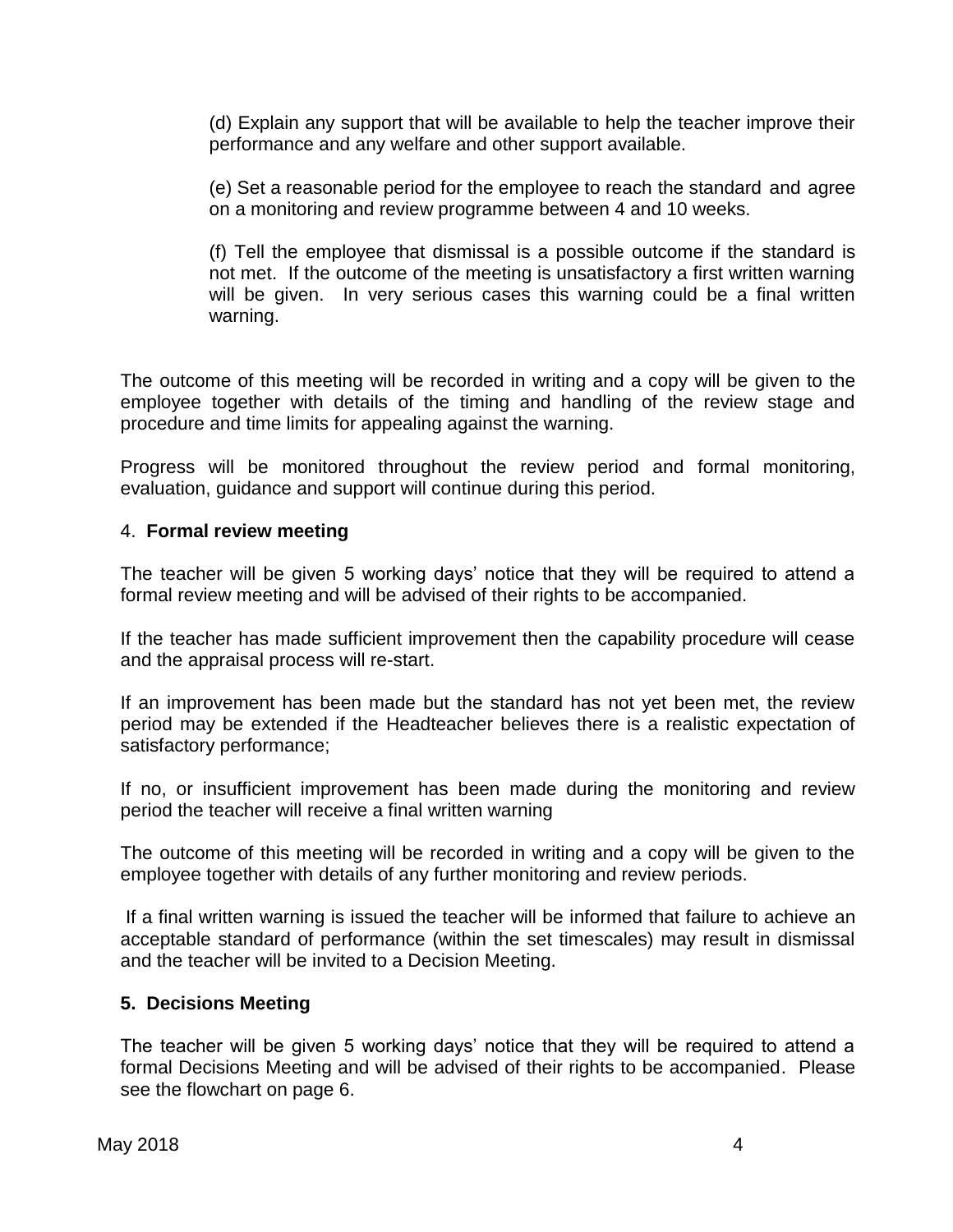(d) Explain any support that will be available to help the teacher improve their performance and any welfare and other support available.

(e) Set a reasonable period for the employee to reach the standard and agree on a monitoring and review programme between 4 and 10 weeks.

(f) Tell the employee that dismissal is a possible outcome if the standard is not met. If the outcome of the meeting is unsatisfactory a first written warning will be given. In very serious cases this warning could be a final written warning.

The outcome of this meeting will be recorded in writing and a copy will be given to the employee together with details of the timing and handling of the review stage and procedure and time limits for appealing against the warning.

Progress will be monitored throughout the review period and formal monitoring, evaluation, guidance and support will continue during this period.

4. **Formal review meeting**

The teacher will be given 5 working days' notice that they will be required to attend a formal review meeting and will be advised of their rights to be accompanied.

If the teacher has made sufficient improvement then the capability procedure will cease and the appraisal process will re-start.

If an improvement has been made but the standard has not yet been met, the review period may be extended if the Headteacher believes there is a realistic expectation of satisfactory performance;

If no, or insufficient improvement has been made during the monitoring and review period the teacher will receive a final written warning

The outcome of this meeting will be recorded in writing and a copy will be given to the employee together with details of any further monitoring and review periods.

If a final written warning is issued the teacher will be informed that failure to achieve an acceptable standard of performance (within the set timescales) may result in dismissal and the teacher will be invited to a Decision Meeting.

**5. Decisions Meeting**

The teacher will be given 5 working days' notice that they will be required to attend a formal Decisions Meeting and will be advised of their rights to be accompanied. Please see the flowchart on page 6.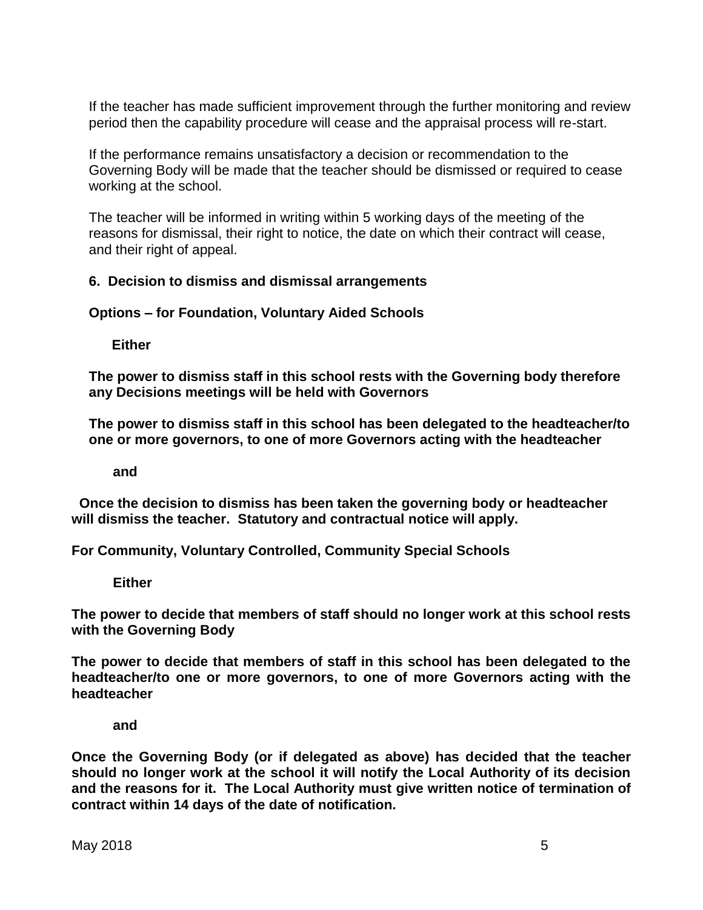If the teacher has made sufficient improvement through the further monitoring and review period then the capability procedure will cease and the appraisal process will re-start.

If the performance remains unsatisfactory a decision or recommendation to the Governing Body will be made that the teacher should be dismissed or required to cease working at the school.

The teacher will be informed in writing within 5 working days of the meeting of the reasons for dismissal, their right to notice, the date on which their contract will cease, and their right of appeal.

### 6. Decision to dismiss and dismissal arrangements

**Options – for Foundation, Voluntary Aided Schools**

**Either**

**The power to dismiss staff in this school rests with the Governing body therefore any Decisions meetings will be held with Governors**

**The power to dismiss staff in this school has been delegated to the headteacher/to one or more governors, to one of more Governors acting with the headteacher**

**and**

**Once the decision to dismiss has been taken the governing body or headteacher will dismiss the teacher. Statutory and contractual notice will apply.**

**For Community, Voluntary Controlled, Community Special Schools**

**Either**

**The power to decide that members of staff should no longer work at this school rests with the Governing Body**

**The power to decide that members of staff in this school has been delegated to the headteacher/to one or more governors, to one of more Governors acting with the headteacher**

**and**

**Once the Governing Body (or if delegated as above) has decided that the teacher should no longer work at the school it will notify the Local Authority of its decision and the reasons for it. The Local Authority must give written notice of termination of contract within 14 days of the date of notification.**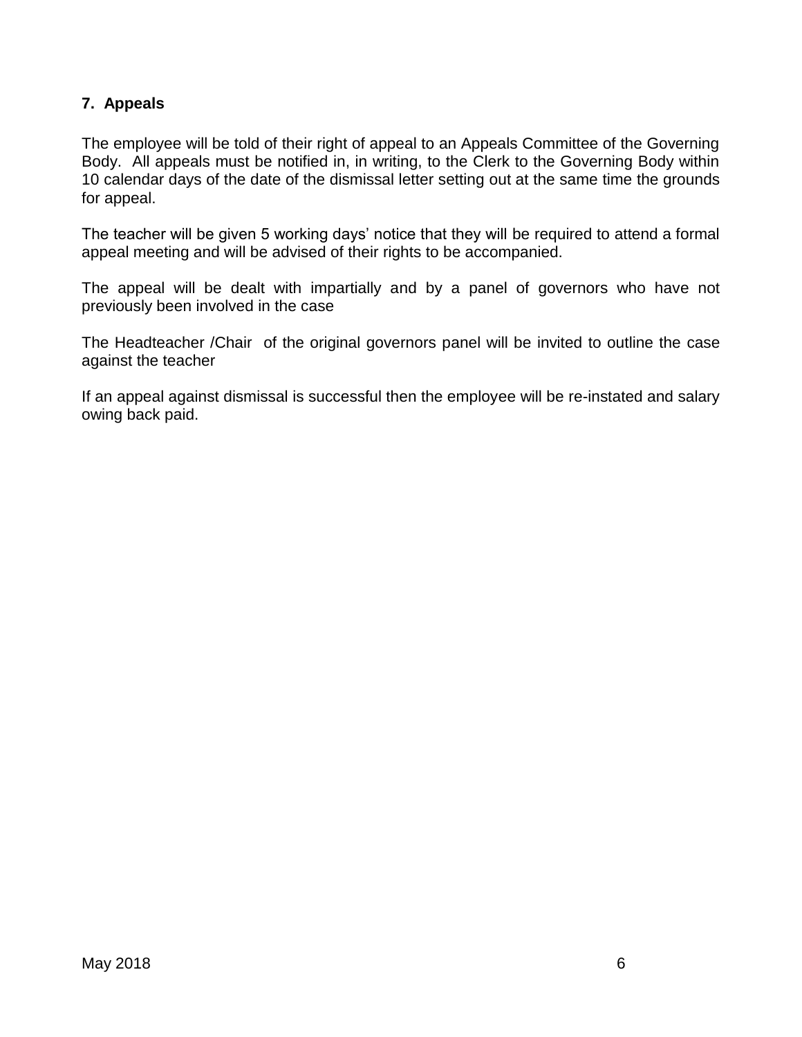## 7. Appeals

The employee will be told of their right of appeal to an Appeals Committee of the Governing Body. All appeals must be notified in, in writing, to the Clerk to the Governing Body within 10 calendar days of the date of the dismissal letter setting out at the same time the grounds for appeal.

The teacher will be given 5 working days' notice that they will be required to attend a formal appeal meeting and will be advised of their rights to be accompanied.

The appeal will be dealt with impartially and by a panel of governors who have not previously been involved in the case

The Headteacher /Chair of the original governors panel will be invited to outline the case against the teacher

If an appeal against dismissal is successful then the employee will be re-instated and salary owing back paid.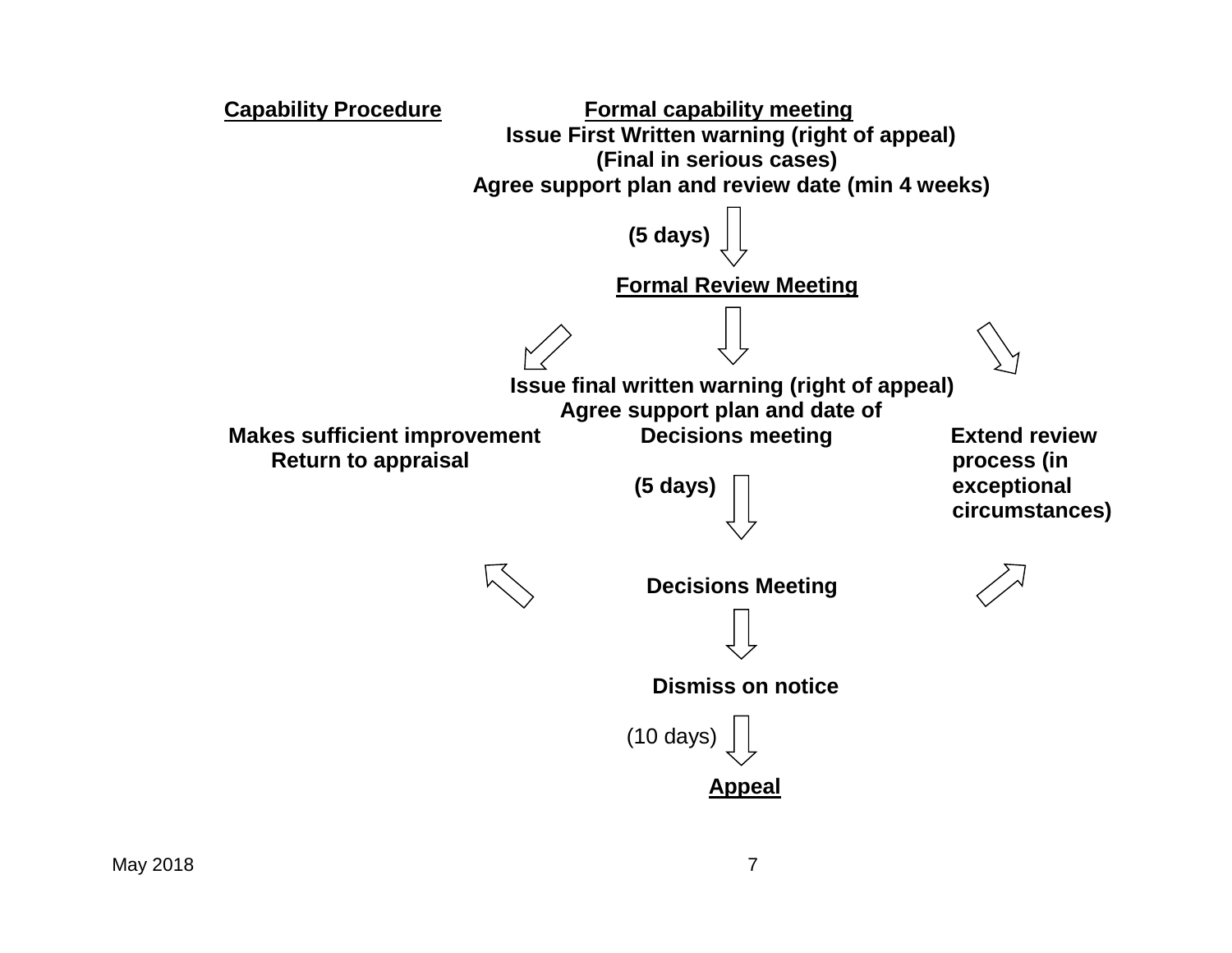**Capability Procedure**

**Formal capability meeting**

**Issue First Written warning (right of appeal)**
**(Final in serious cases)**
**Agree support plan and review date (min 4 weeks)**

**(5 days)**

**Formal Review Meeting**

**Issue final written warning (right of appeal)**
**Agree support plan and date of**
**Decisions meeting**

**Makes sufficient improvement**
**Return to appraisal**

**Extend review process (in exceptional circumstances)**

**(5 days)**

**Decisions Meeting**

**Dismiss on notice**

(10 days)

**Appeal**

May 2018